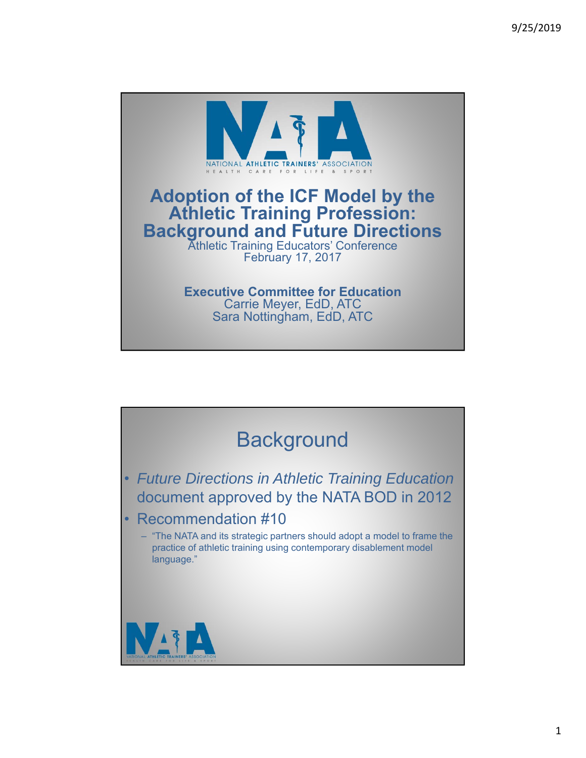NATIONAL ATHLETIC TRAINERS' ASSOCIATION
HEALTH CARE FOR LIFE & SPORT

# Adoption of the ICF Model by the Athletic Training Profession: Background and Future Directions

Athletic Training Educators' Conference
February 17, 2017

**Executive Committee for Education**
Carrie Meyer, EdD, ATC
Sara Nottingham, EdD, ATC

## Background

- *Future Directions in Athletic Training Education* document approved by the NATA BOD in 2012
- Recommendation #10
  - "The NATA and its strategic partners should adopt a model to frame the practice of athletic training using contemporary disablement model language."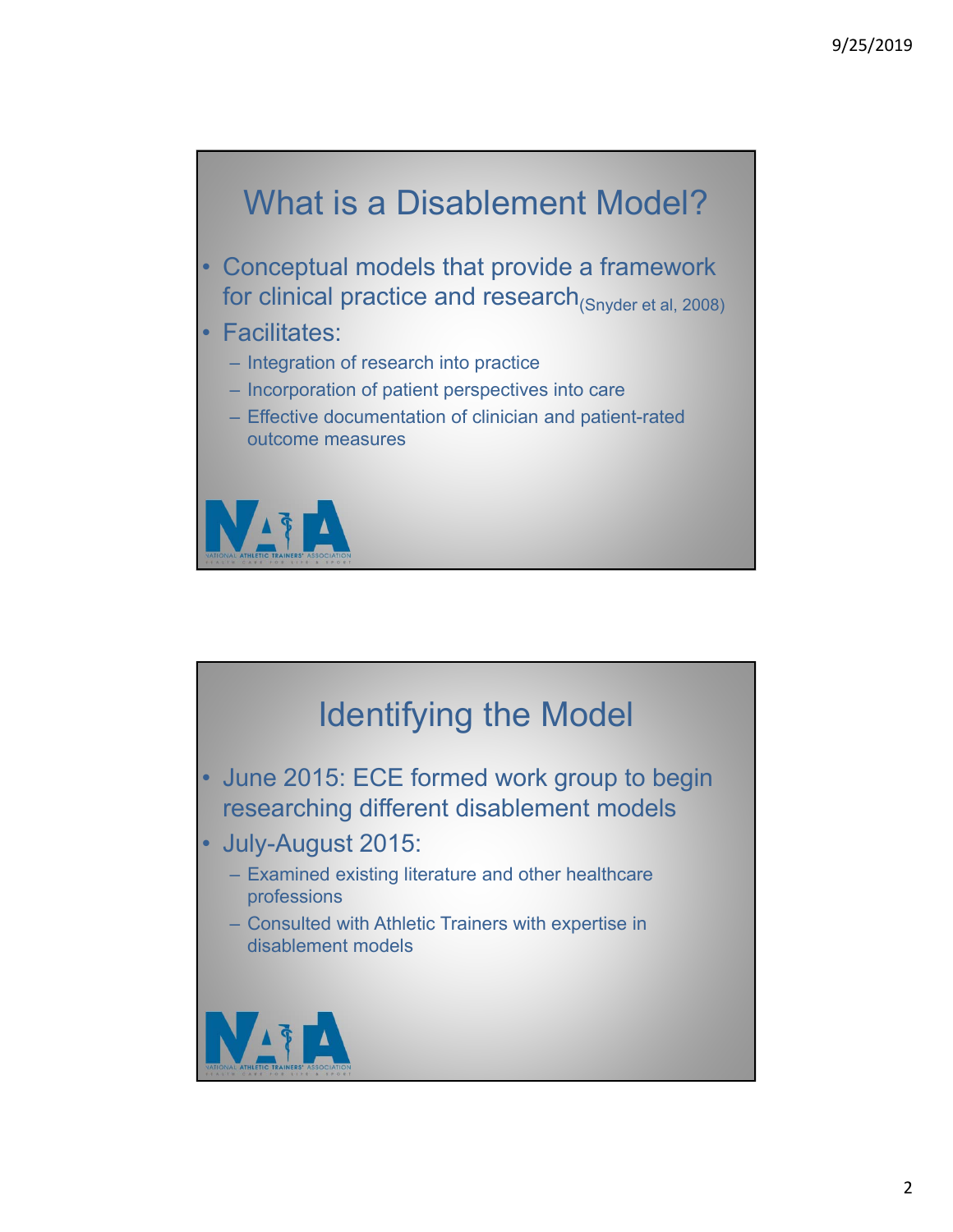## What is a Disablement Model?

- Conceptual models that provide a framework for clinical practice and research (Snyder et al, 2008)
- Facilitates:
  - Integration of research into practice
  - Incorporation of patient perspectives into care
  - Effective documentation of clinician and patient-rated outcome measures

## Identifying the Model

- June 2015: ECE formed work group to begin researching different disablement models
- July-August 2015:
  - Examined existing literature and other healthcare professions
  - Consulted with Athletic Trainers with expertise in disablement models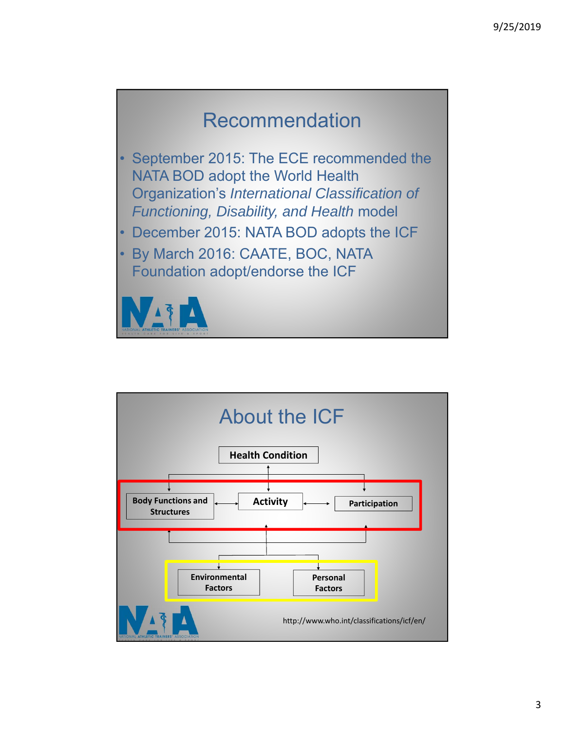# Recommendation

- September 2015: The ECE recommended the NATA BOD adopt the World Health Organization's *International Classification of Functioning, Disability, and Health* model
- December 2015: NATA BOD adopts the ICF
- By March 2016: CAATE, BOC, NATA Foundation adopt/endorse the ICF

# About the ICF

Health Condition

Body Functions and Structures

Activity

Participation

Environmental Factors

Personal Factors

http://www.who.int/classifications/icf/en/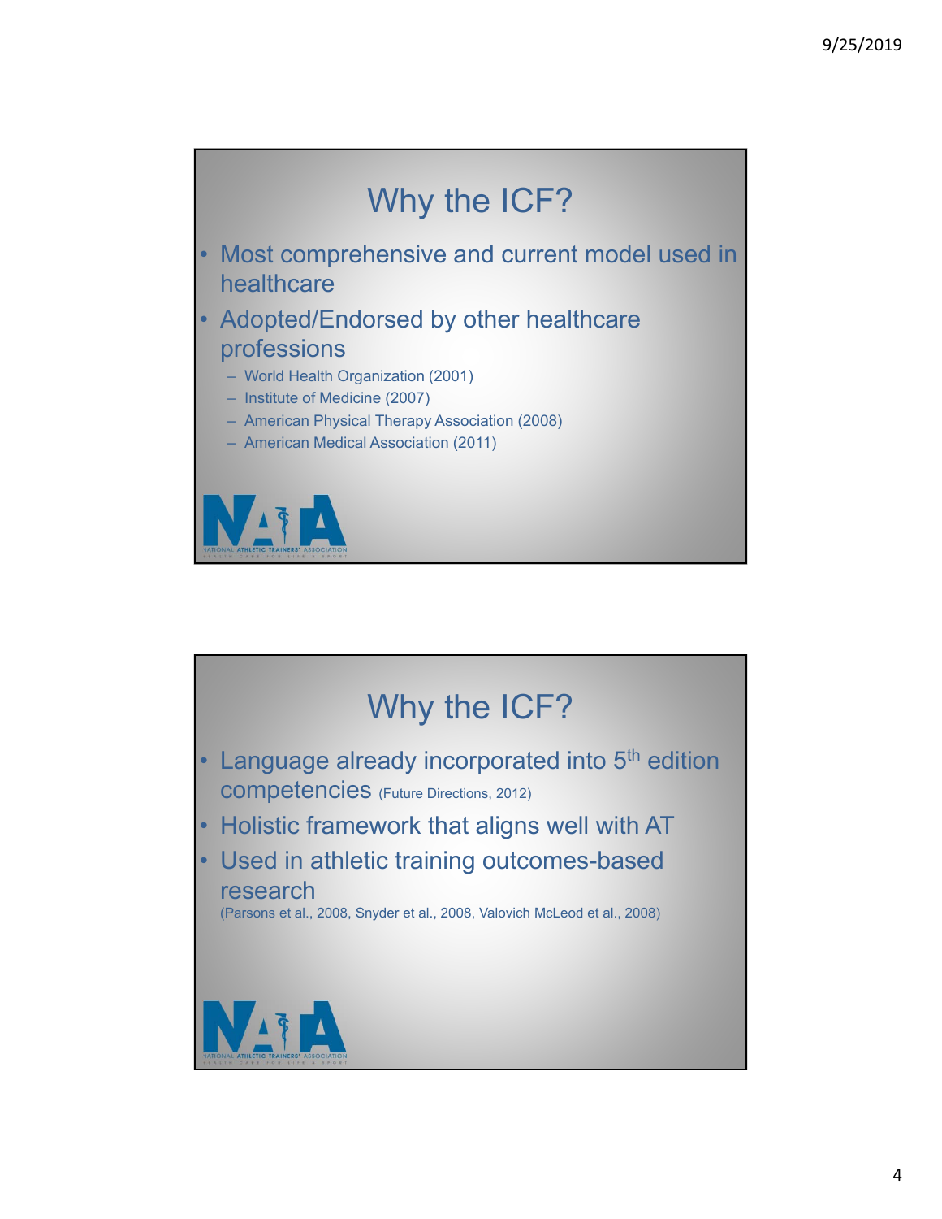## Why the ICF?

- Most comprehensive and current model used in healthcare
- Adopted/Endorsed by other healthcare professions
  - World Health Organization (2001)
  - Institute of Medicine (2007)
  - American Physical Therapy Association (2008)
  - American Medical Association (2011)

## Why the ICF?

- Language already incorporated into 5th edition competencies (Future Directions, 2012)
- Holistic framework that aligns well with AT
- Used in athletic training outcomes-based research (Parsons et al., 2008, Snyder et al., 2008, Valovich McLeod et al., 2008)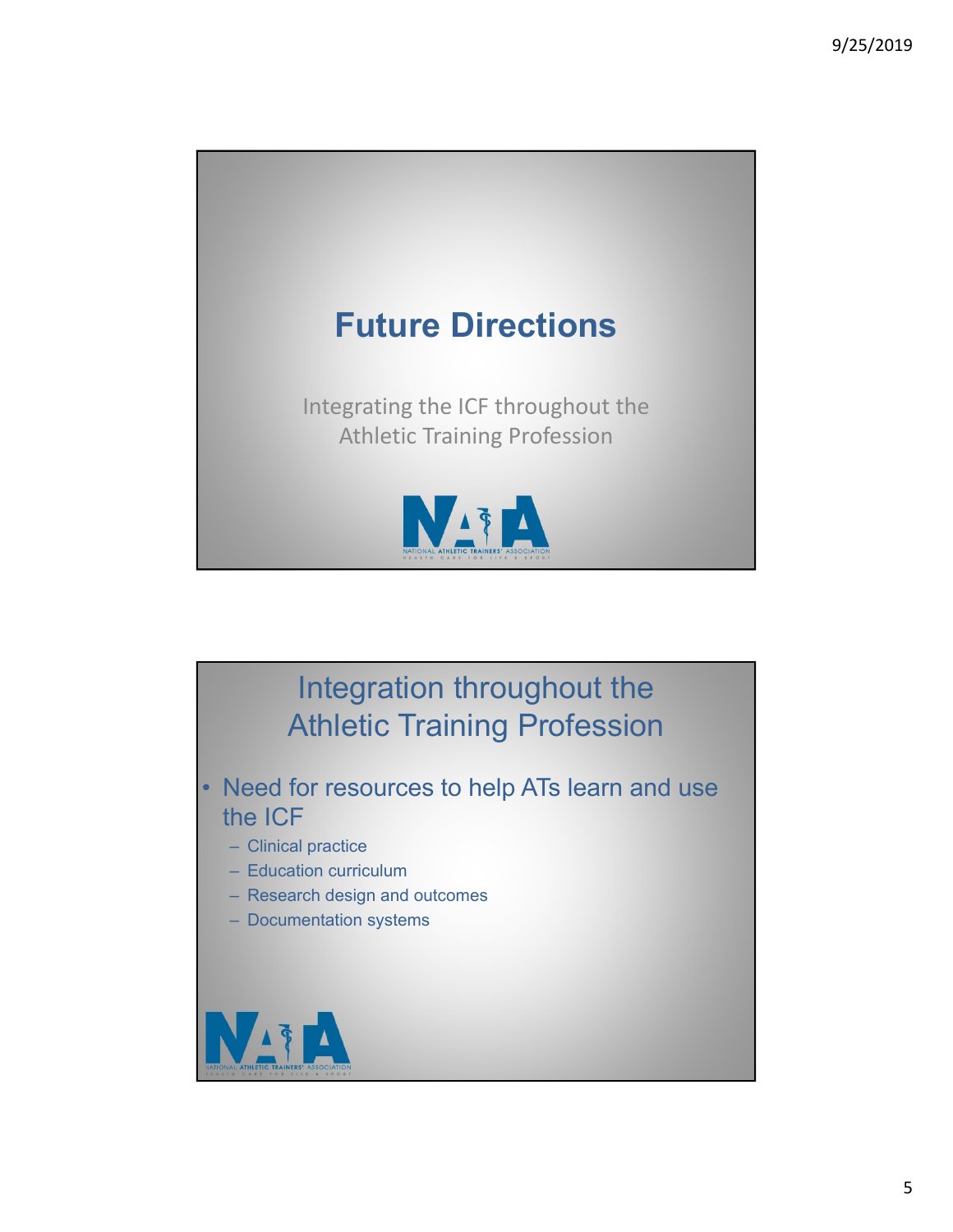## Future Directions

Integrating the ICF throughout the Athletic Training Profession

## Integration throughout the Athletic Training Profession

- Need for resources to help ATs learn and use the ICF
  - Clinical practice
  - Education curriculum
  - Research design and outcomes
  - Documentation systems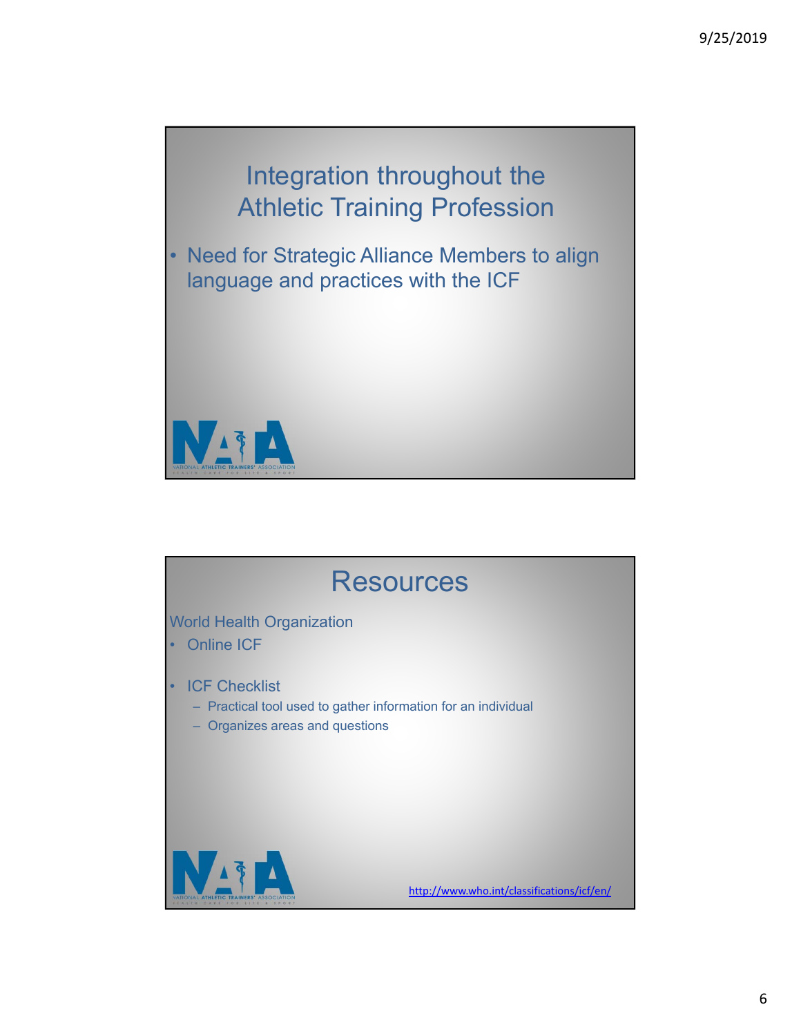# Integration throughout the Athletic Training Profession

- Need for Strategic Alliance Members to align language and practices with the ICF

# Resources

World Health Organization

- Online ICF
- ICF Checklist
  - Practical tool used to gather information for an individual
  - Organizes areas and questions

http://www.who.int/classifications/icf/en/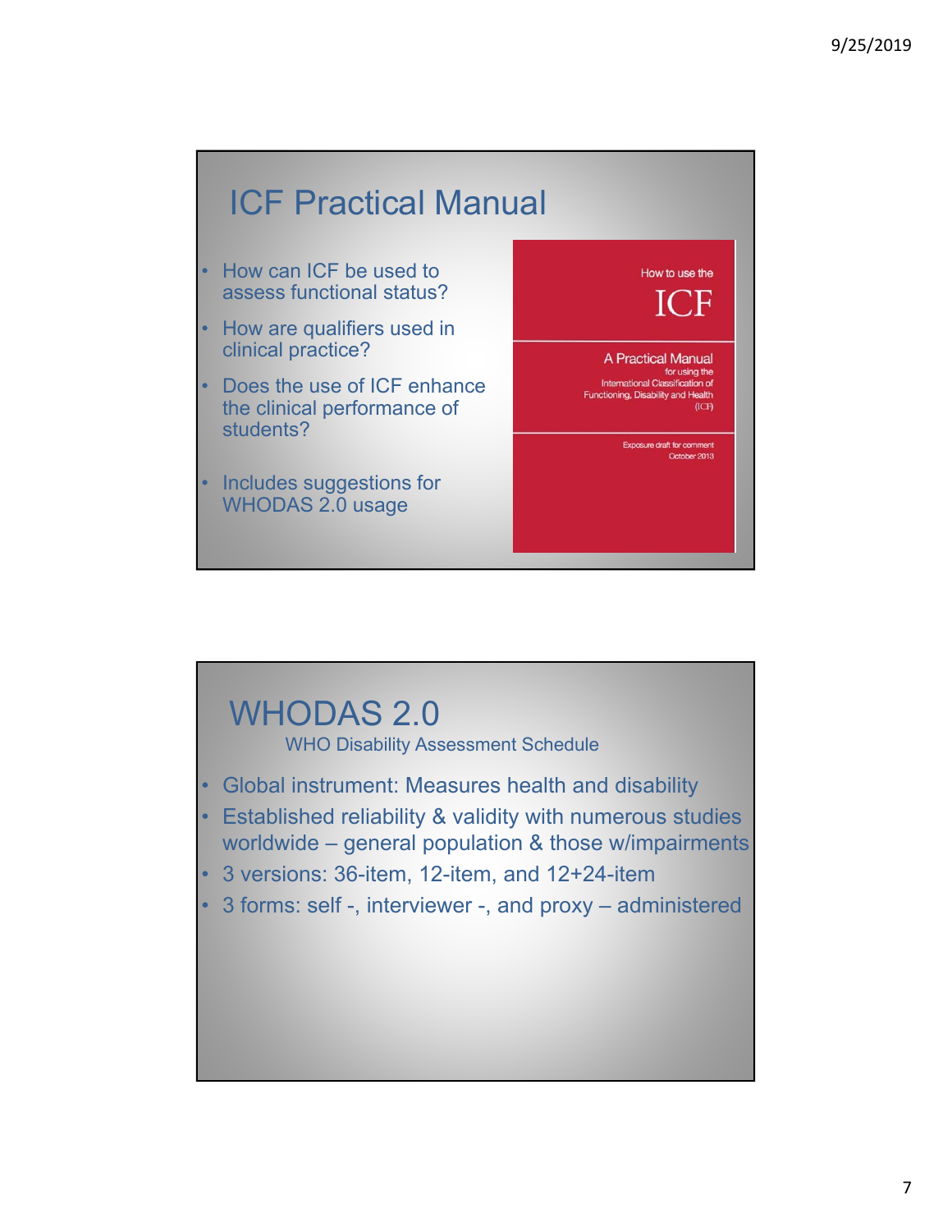## ICF Practical Manual

- How can ICF be used to assess functional status?
- How are qualifiers used in clinical practice?
- Does the use of ICF enhance the clinical performance of students?
- Includes suggestions for WHODAS 2.0 usage

How to use the ICF

A Practical Manual for using the International Classification of Functioning, Disability and Health (ICF)

Exposure draft for comment October 2013

## WHODAS 2.0

WHO Disability Assessment Schedule

- Global instrument: Measures health and disability
- Established reliability & validity with numerous studies worldwide – general population & those w/impairments
- 3 versions: 36-item, 12-item, and 12+24-item
- 3 forms: self -, interviewer -, and proxy – administered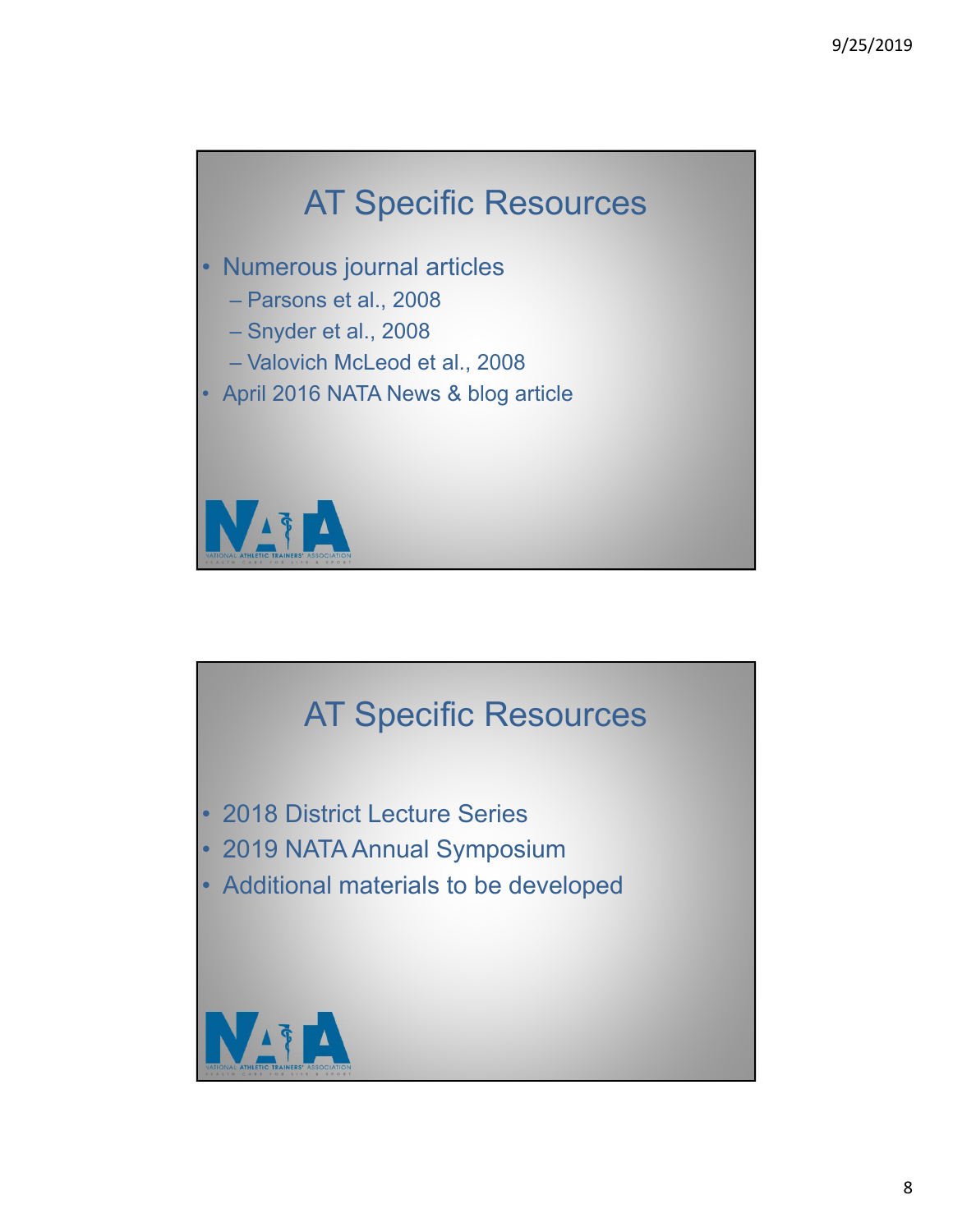## AT Specific Resources

- Numerous journal articles
  - Parsons et al., 2008
  - Snyder et al., 2008
  - Valovich McLeod et al., 2008
- April 2016 NATA News & blog article

NATIONAL ATHLETIC TRAINERS' ASSOCIATION
HEALTH CARE FOR LIFE & SPORT

## AT Specific Resources

- 2018 District Lecture Series
- 2019 NATA Annual Symposium
- Additional materials to be developed

NATIONAL ATHLETIC TRAINERS' ASSOCIATION
HEALTH CARE FOR LIFE & SPORT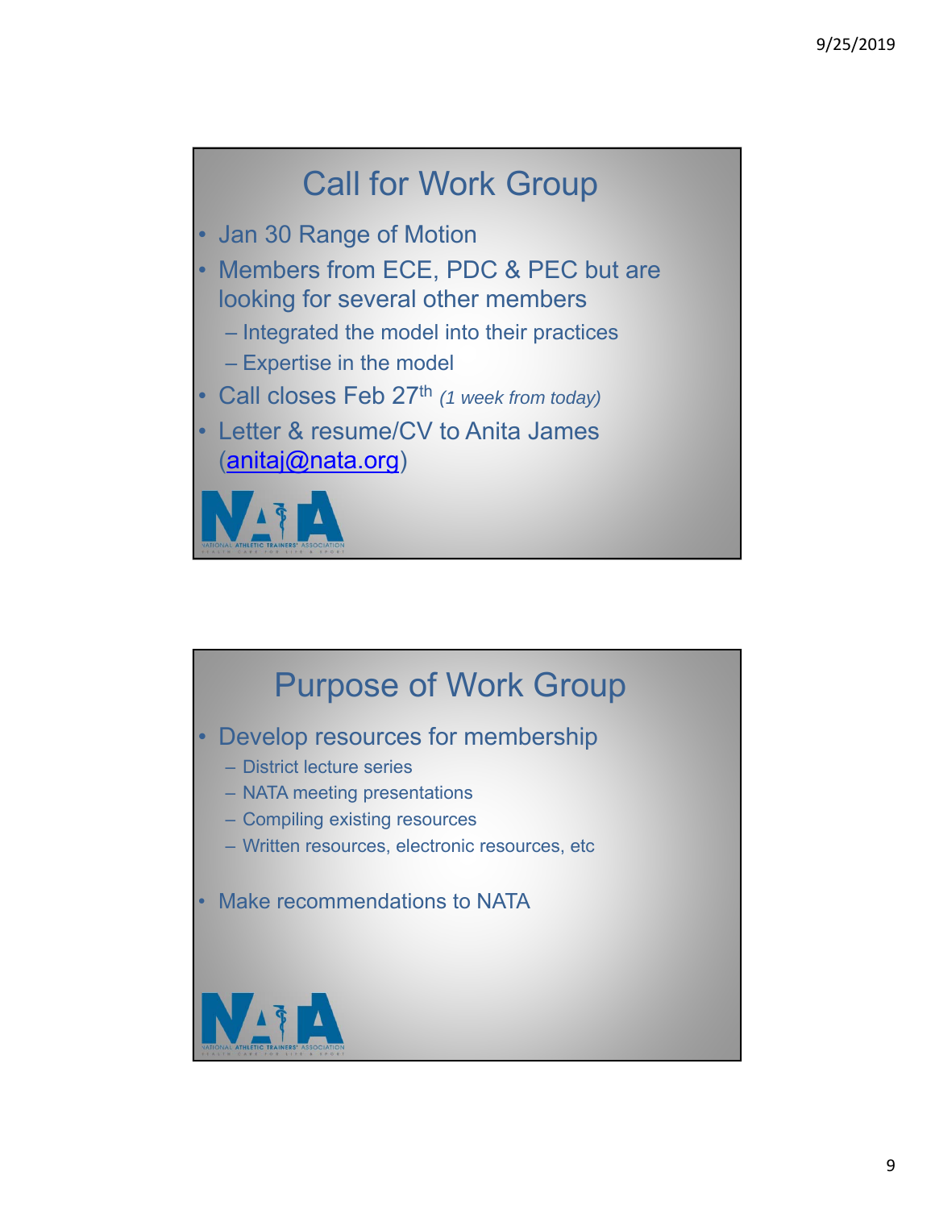## Call for Work Group

- Jan 30 Range of Motion
- Members from ECE, PDC & PEC but are looking for several other members
  - Integrated the model into their practices
  - Expertise in the model
- Call closes Feb 27th *(1 week from today)*
- Letter & resume/CV to Anita James (anitaj@nata.org)

## Purpose of Work Group

- Develop resources for membership
  - District lecture series
  - NATA meeting presentations
  - Compiling existing resources
  - Written resources, electronic resources, etc
- Make recommendations to NATA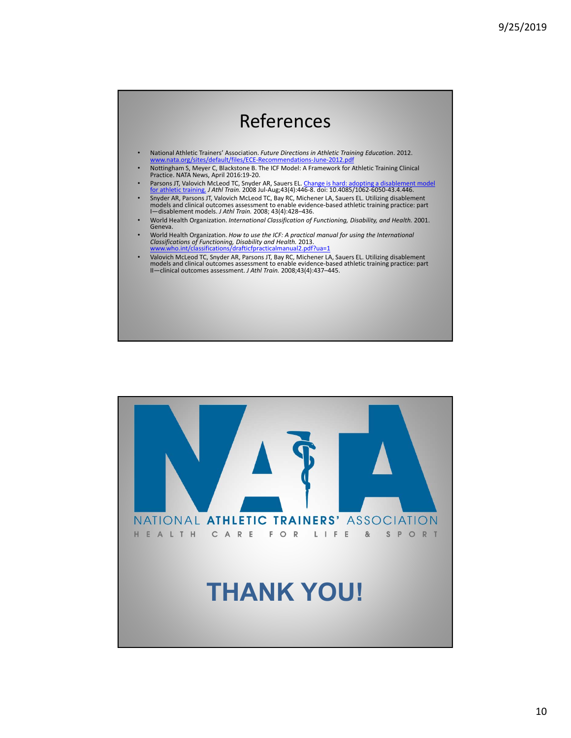# References

- National Athletic Trainers' Association. *Future Directions in Athletic Training Education*. 2012. www.nata.org/sites/default/files/ECE-Recommendations-June-2012.pdf
- Nottingham S, Meyer C, Blackstone B. The ICF Model: A Framework for Athletic Training Clinical Practice. NATA News, April 2016:19-20.
- Parsons JT, Valovich McLeod TC, Snyder AR, Sauers EL. Change is hard: adopting a disablement model for athletic training. *J Athl Train.* 2008 Jul-Aug;43(4):446-8. doi: 10.4085/1062-6050-43.4.446.
- Snyder AR, Parsons JT, Valovich McLeod TC, Bay RC, Michener LA, Sauers EL. Utilizing disablement models and clinical outcomes assessment to enable evidence-based athletic training practice: part I—disablement models. *J Athl Train.* 2008; 43(4):428–436.
- World Health Organization. *International Classification of Functioning, Disability, and Health.* 2001. Geneva.
- World Health Organization. *How to use the ICF: A practical manual for using the International Classifications of Functioning, Disability and Health.* 2013. www.who.int/classifications/drafticfpracticalmanual2.pdf?ua=1
- Valovich McLeod TC, Snyder AR, Parsons JT, Bay RC, Michener LA, Sauers EL. Utilizing disablement models and clinical outcomes assessment to enable evidence-based athletic training practice: part II—clinical outcomes assessment. *J Athl Train.* 2008;43(4):437–445.

NATIONAL ATHLETIC TRAINERS' ASSOCIATION

HEALTH CARE FOR LIFE & SPORT

**THANK YOU!**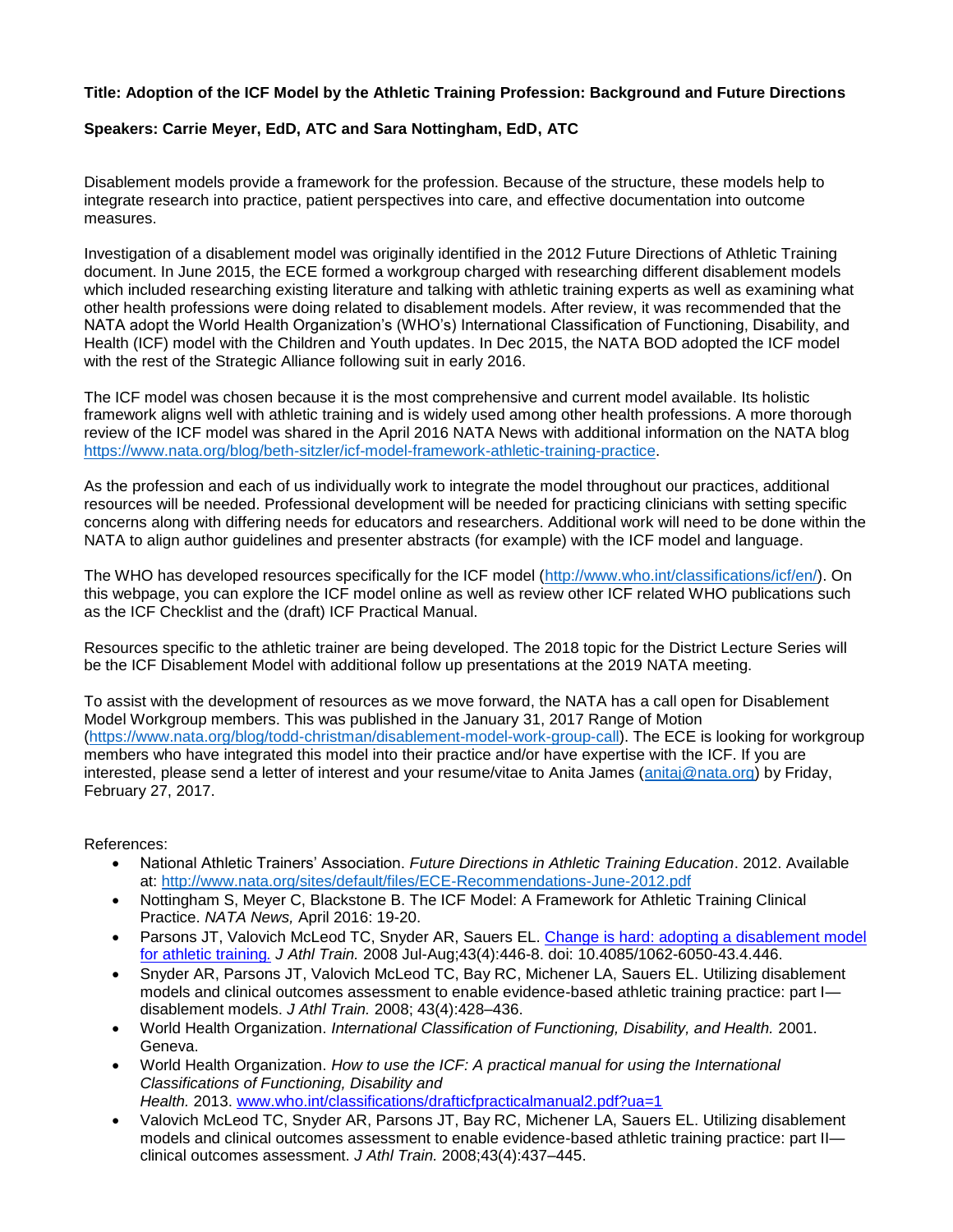**Title: Adoption of the ICF Model by the Athletic Training Profession: Background and Future Directions**

**Speakers: Carrie Meyer, EdD, ATC and Sara Nottingham, EdD, ATC**

Disablement models provide a framework for the profession. Because of the structure, these models help to integrate research into practice, patient perspectives into care, and effective documentation into outcome measures.

Investigation of a disablement model was originally identified in the 2012 Future Directions of Athletic Training document. In June 2015, the ECE formed a workgroup charged with researching different disablement models which included researching existing literature and talking with athletic training experts as well as examining what other health professions were doing related to disablement models. After review, it was recommended that the NATA adopt the World Health Organization's (WHO's) International Classification of Functioning, Disability, and Health (ICF) model with the Children and Youth updates. In Dec 2015, the NATA BOD adopted the ICF model with the rest of the Strategic Alliance following suit in early 2016.

The ICF model was chosen because it is the most comprehensive and current model available. Its holistic framework aligns well with athletic training and is widely used among other health professions. A more thorough review of the ICF model was shared in the April 2016 NATA News with additional information on the NATA blog [https://www.nata.org/blog/beth-sitzler/icf-model-framework-athletic-training-practice](https://www.nata.org/blog/beth-sitzler/icf-model-framework-athletic-training-practice).

As the profession and each of us individually work to integrate the model throughout our practices, additional resources will be needed. Professional development will be needed for practicing clinicians with setting specific concerns along with differing needs for educators and researchers. Additional work will need to be done within the NATA to align author guidelines and presenter abstracts (for example) with the ICF model and language.

The WHO has developed resources specifically for the ICF model ([http://www.who.int/classifications/icf/en/](http://www.who.int/classifications/icf/en/)). On this webpage, you can explore the ICF model online as well as review other ICF related WHO publications such as the ICF Checklist and the (draft) ICF Practical Manual.

Resources specific to the athletic trainer are being developed. The 2018 topic for the District Lecture Series will be the ICF Disablement Model with additional follow up presentations at the 2019 NATA meeting.

To assist with the development of resources as we move forward, the NATA has a call open for Disablement Model Workgroup members. This was published in the January 31, 2017 Range of Motion ([https://www.nata.org/blog/todd-christman/disablement-model-work-group-call](https://www.nata.org/blog/todd-christman/disablement-model-work-group-call)). The ECE is looking for workgroup members who have integrated this model into their practice and/or have expertise with the ICF. If you are interested, please send a letter of interest and your resume/vitae to Anita James ([anitaj@nata.org](mailto:anitaj@nata.org)) by Friday, February 27, 2017.

References:

- National Athletic Trainers' Association. *Future Directions in Athletic Training Education*. 2012. Available at: [http://www.nata.org/sites/default/files/ECE-Recommendations-June-2012.pdf](http://www.nata.org/sites/default/files/ECE-Recommendations-June-2012.pdf)
- Nottingham S, Meyer C, Blackstone B. The ICF Model: A Framework for Athletic Training Clinical Practice. *NATA News,* April 2016: 19-20.
- Parsons JT, Valovich McLeod TC, Snyder AR, Sauers EL. Change is hard: adopting a disablement model for athletic training. *J Athl Train.* 2008 Jul-Aug;43(4):446-8. doi: 10.4085/1062-6050-43.4.446.
- Snyder AR, Parsons JT, Valovich McLeod TC, Bay RC, Michener LA, Sauers EL. Utilizing disablement models and clinical outcomes assessment to enable evidence-based athletic training practice: part I—disablement models. *J Athl Train.* 2008; 43(4):428–436.
- World Health Organization. *International Classification of Functioning, Disability, and Health.* 2001. Geneva.
- World Health Organization. *How to use the ICF: A practical manual for using the International Classifications of Functioning, Disability and Health.* 2013. [www.who.int/classifications/drafticfpracticalmanual2.pdf?ua=1](http://www.who.int/classifications/drafticfpracticalmanual2.pdf?ua=1)
- Valovich McLeod TC, Snyder AR, Parsons JT, Bay RC, Michener LA, Sauers EL. Utilizing disablement models and clinical outcomes assessment to enable evidence-based athletic training practice: part II—clinical outcomes assessment. *J Athl Train.* 2008;43(4):437–445.